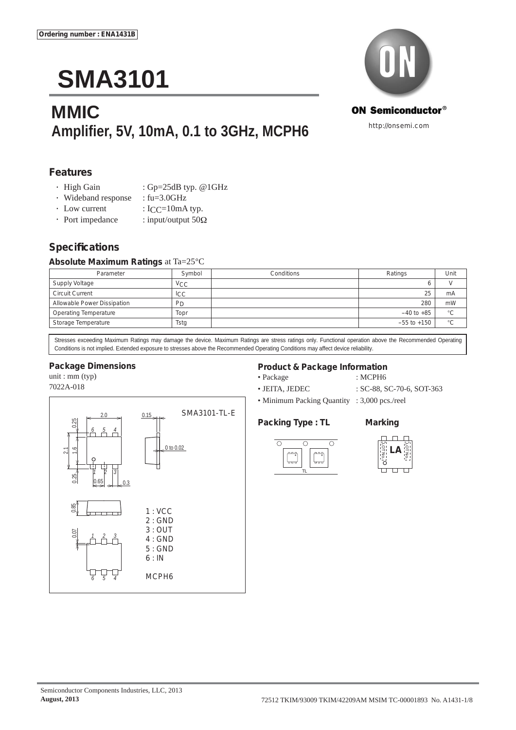Ordering number : ENA1431B

# SMA3101

## MMIC

## Amplifier, 5V, 10mA, 0.1 to 3GHz, MCPH6

ON Semiconductor®

http://onsemi.com

### Features

- High Gain : Gp=25dB typ. @1GHz
- Wideband response : fu=3.0GHz
- Low current : $I_{CC}$=10mA typ.
- Port impedance : input/output 50Ω

### Specifications

**Absolute Maximum Ratings** at Ta=25°C

| Parameter | Symbol | Conditions | Ratings | Unit |
|---|---|---|---|---|
| Supply Voltage | $V_{CC}$ | | 6 | V |
| Circuit Current | $I_{CC}$ | | 25 | mA |
| Allowable Power Dissipation | $P_D$ | | 280 | mW |
| Operating Temperature | Topr | | −40 to +85 | °C |
| Storage Temperature | Tstg | | −55 to +150 | °C |

Stresses exceeding Maximum Ratings may damage the device. Maximum Ratings are stress ratings only. Functional operation above the Recommended Operating Conditions is not implied. Extended exposure to stresses above the Recommended Operating Conditions may affect device reliability.

### Package Dimensions

unit : mm (typ)
7022A-018

SMA3101-TL-E

1 : VCC
2 : GND
3 : OUT
4 : GND
5 : GND
6 : IN

MCPH6

### Product & Package Information

- Package : MCPH6
- JEITA, JEDEC : SC-88, SC-70-6, SOT-363
- Minimum Packing Quantity : 3,000 pcs./reel

### Packing Type : TL

### Marking

LA

Semiconductor Components Industries, LLC, 2013
**August, 2013**

72512 TKIM/93009 TKIM/42209AM MSIM TC-00001893 No. A1431-1/8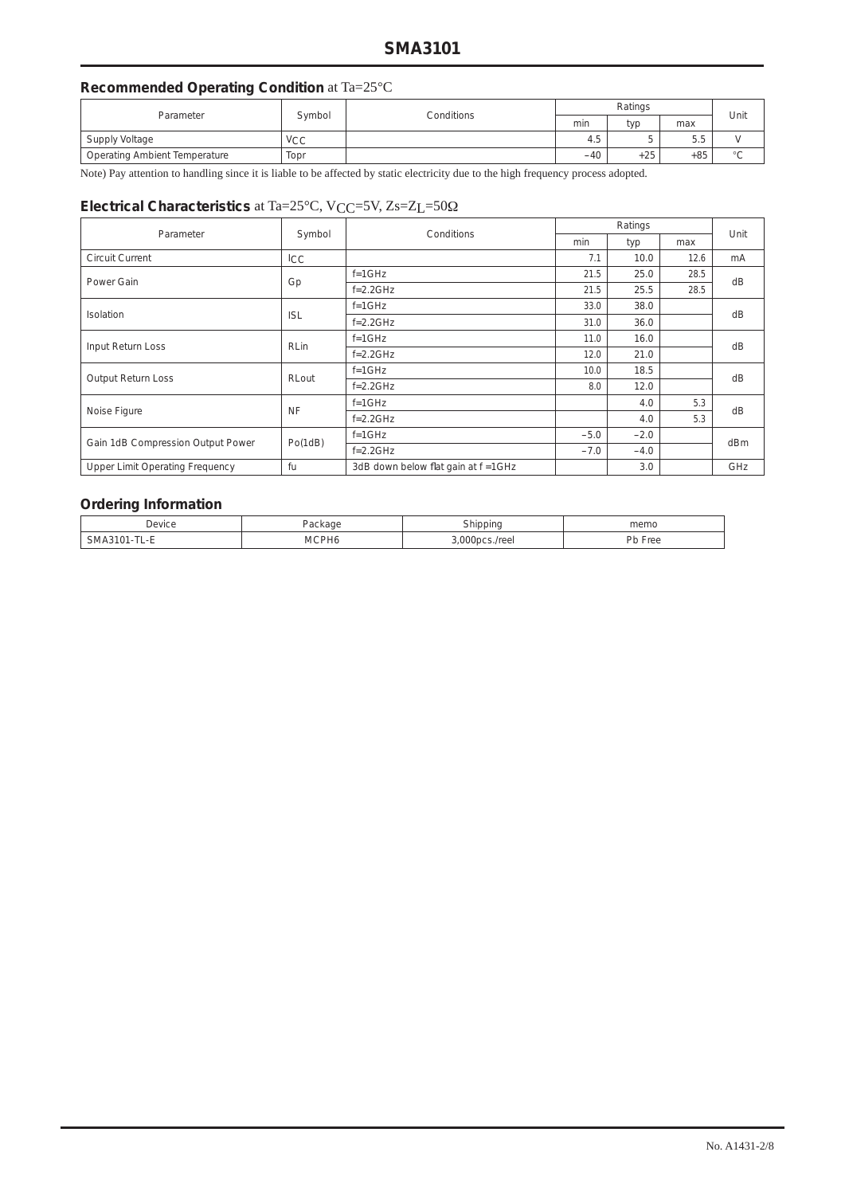## Recommended Operating Condition at Ta=25°C

| Parameter | Symbol | Conditions | Ratings | | | Unit |
|---|---|---|---|---|---|---|
| | | | min | typ | max | |
| Supply Voltage | $V_{CC}$ | | 4.5 | 5 | 5.5 | V |
| Operating Ambient Temperature | Topr | | –40 | +25 | +85 | °C |

Note) Pay attention to handling since it is liable to be affected by static electricity due to the high frequency process adopted.

## Electrical Characteristics at Ta=25°C, $V_{CC}$=5V, Zs=$Z_L$=50Ω

| Parameter | Symbol | Conditions | Ratings | | | Unit |
|---|---|---|---|---|---|---|
| | | | min | typ | max | |
| Circuit Current | $I_{CC}$ | | 7.1 | 10.0 | 12.6 | mA |
| Power Gain | Gp | f=1GHz | 21.5 | 25.0 | 28.5 | dB |
| | | f=2.2GHz | 21.5 | 25.5 | 28.5 | |
| Isolation | ISL | f=1GHz | 33.0 | 38.0 | | dB |
| | | f=2.2GHz | 31.0 | 36.0 | | |
| Input Return Loss | RLin | f=1GHz | 11.0 | 16.0 | | dB |
| | | f=2.2GHz | 12.0 | 21.0 | | |
| Output Return Loss | RLout | f=1GHz | 10.0 | 18.5 | | dB |
| | | f=2.2GHz | 8.0 | 12.0 | | |
| Noise Figure | NF | f=1GHz | | 4.0 | 5.3 | dB |
| | | f=2.2GHz | | 4.0 | 5.3 | |
| Gain 1dB Compression Output Power | Po(1dB) | f=1GHz | –5.0 | –2.0 | | dBm |
| | | f=2.2GHz | –7.0 | –4.0 | | |
| Upper Limit Operating Frequency | fu | 3dB down below flat gain at f =1GHz | | 3.0 | | GHz |

## Ordering Information

| Device | Package | Shipping | memo |
|---|---|---|---|
| SMA3101-TL-E | MCPH6 | 3,000pcs./reel | Pb Free |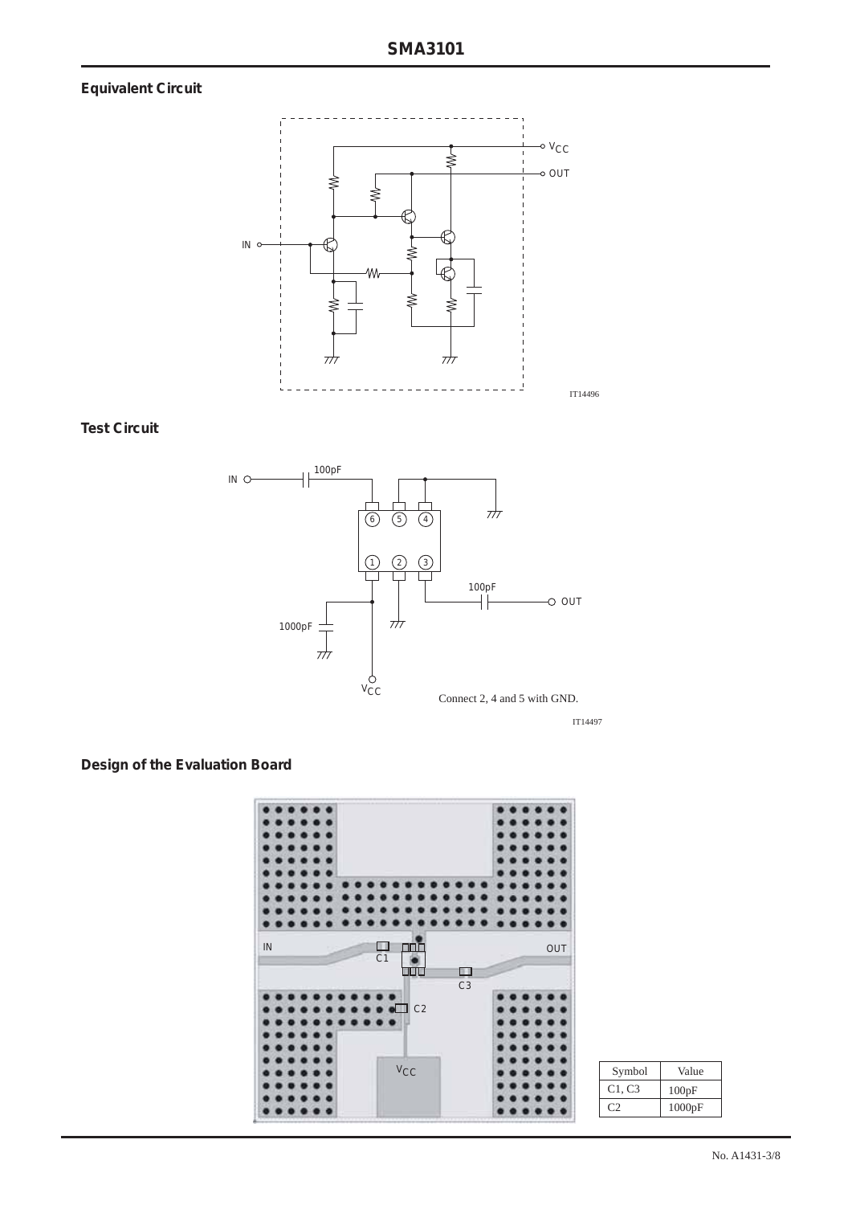## Equivalent Circuit

IT14496

## Test Circuit

Connect 2, 4 and 5 with GND.

IT14497

## Design of the Evaluation Board

| Symbol | Value |
| --- | --- |
| C1, C3 | 100pF |
| C2 | 1000pF |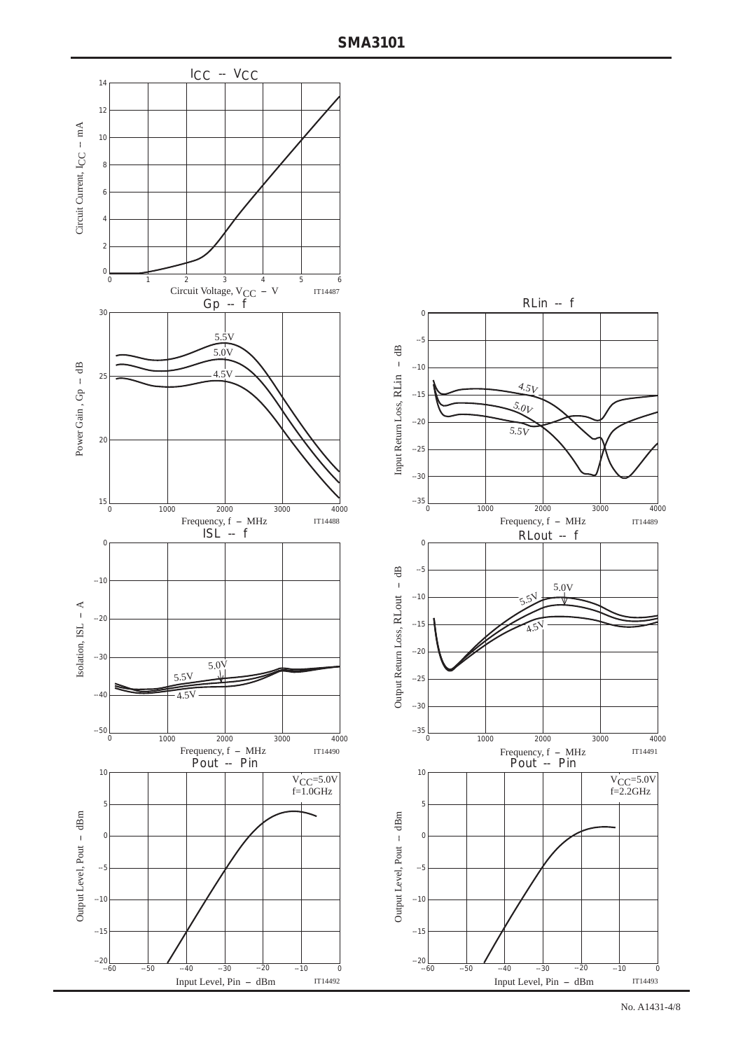### $I_{CC}$ -- $V_{CC}$

Circuit Current, $I_{CC}$ – mA

Circuit Voltage, $V_{CC}$ – V

IT14487

### Gp -- f

Power Gain, Gp – dB

5.5V

5.0V

4.5V

Frequency, f – MHz

IT14488

### RLin -- f

Input Return Loss, RLin – dB

4.5V

5.0V

5.5V

Frequency, f – MHz

IT14489

### ISL -- f

Isolation, ISL – A

5.0V

5.5V

4.5V

Frequency, f – MHz

IT14490

### RLout -- f

Output Return Loss, RLout – dB

5.0V

5.5V

4.5V

Frequency, f – MHz

IT14491

### Pout -- Pin

$V_{CC}$=5.0V
f=1.0GHz

Output Level, Pout – dBm

Input Level, Pin – dBm

IT14492

### Pout -- Pin

$V_{CC}$=5.0V
f=2.2GHz

Output Level, Pout – dBm

Input Level, Pin – dBm

IT14493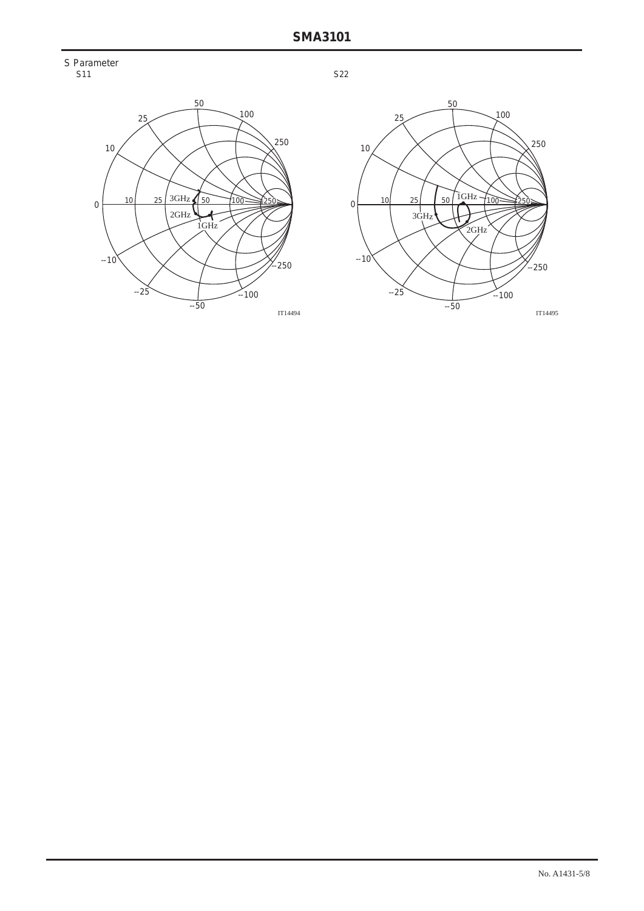S Parameter

S11

S22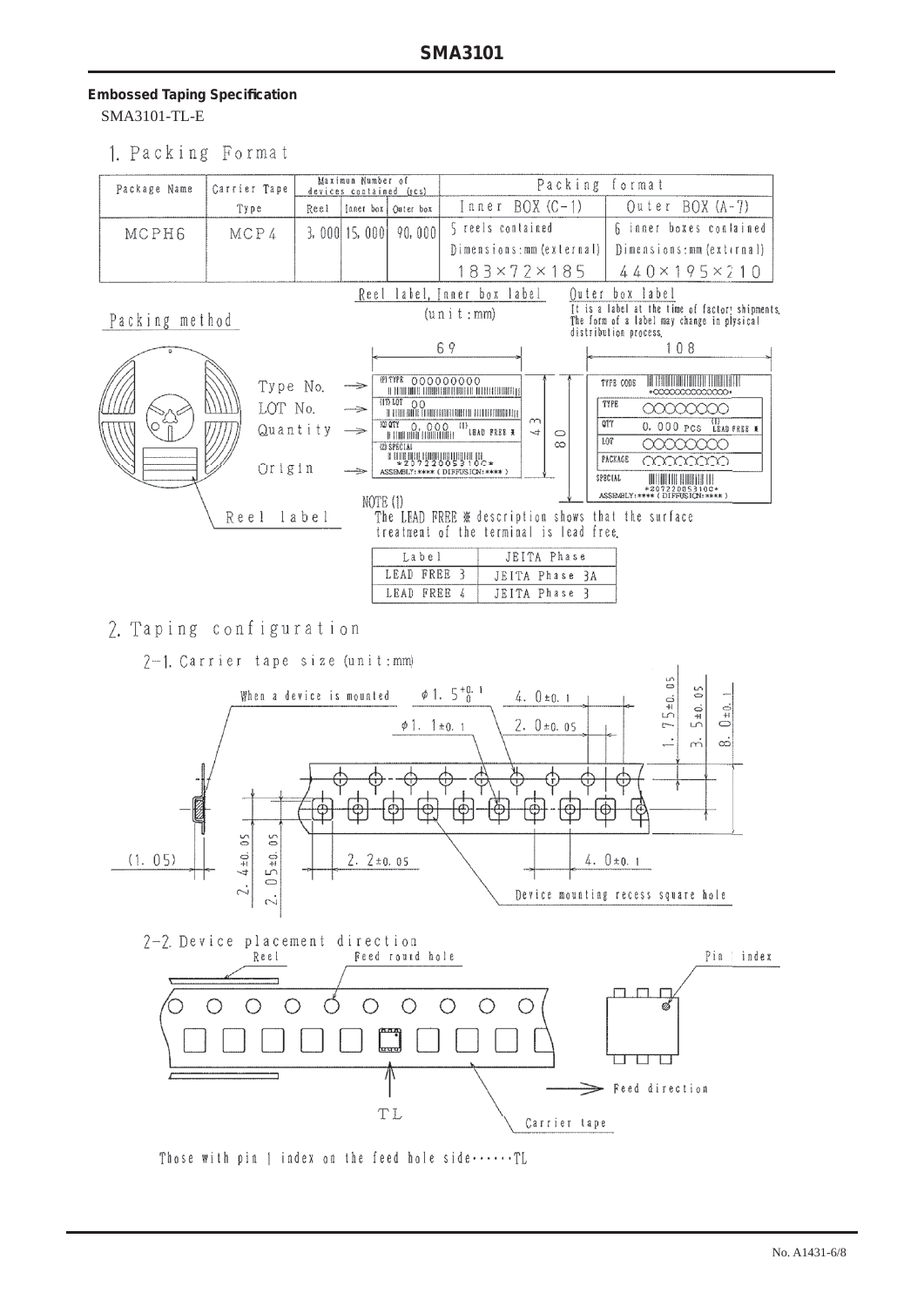**Embossed Taping Specification**

SMA3101-TL-E

## 1. Packing Format

| Package Name | Carrier Tape Type | Maximum Number of devices contained (pcs) | | | Packing format | |
|---|---|---|---|---|---|---|
| | | Reel | Inner box | Outer box | Inner BOX (C-1) | Outer BOX (A-7) |
| MCPH6 | MCP4 | 3,000 | 15,000 | 90,000 | 5 reels contained<br>Dimensions:mm (external)<br>183×72×185 | 6 inner boxes contained<br>Dimensions:mm (external)<br>440×195×210 |

Packing method

Reel label, Inner box label (unit:mm)

Outer box label

It is a label at the time of factory shipments. The form of a label may change in physical distribution process.

Type No.
LOT No.
Quantity
Origin

Reel label

NOTE (1)
The LEAD FREE ※ description shows that the surface treatment of the terminal is lead free.

| Label | JEITA Phase |
|---|---|
| LEAD FREE 3 | JEITA Phase 3A |
| LEAD FREE 4 | JEITA Phase 3 |

## 2. Taping configuration

### 2-1. Carrier tape size (unit:mm)

When a device is mounted

Device mounting recess square hole

### 2-2. Device placement direction

Reel
Feed round hole
Pin 1 index
Feed direction
TL
Carrier tape

Those with pin 1 index on the feed hole side······TL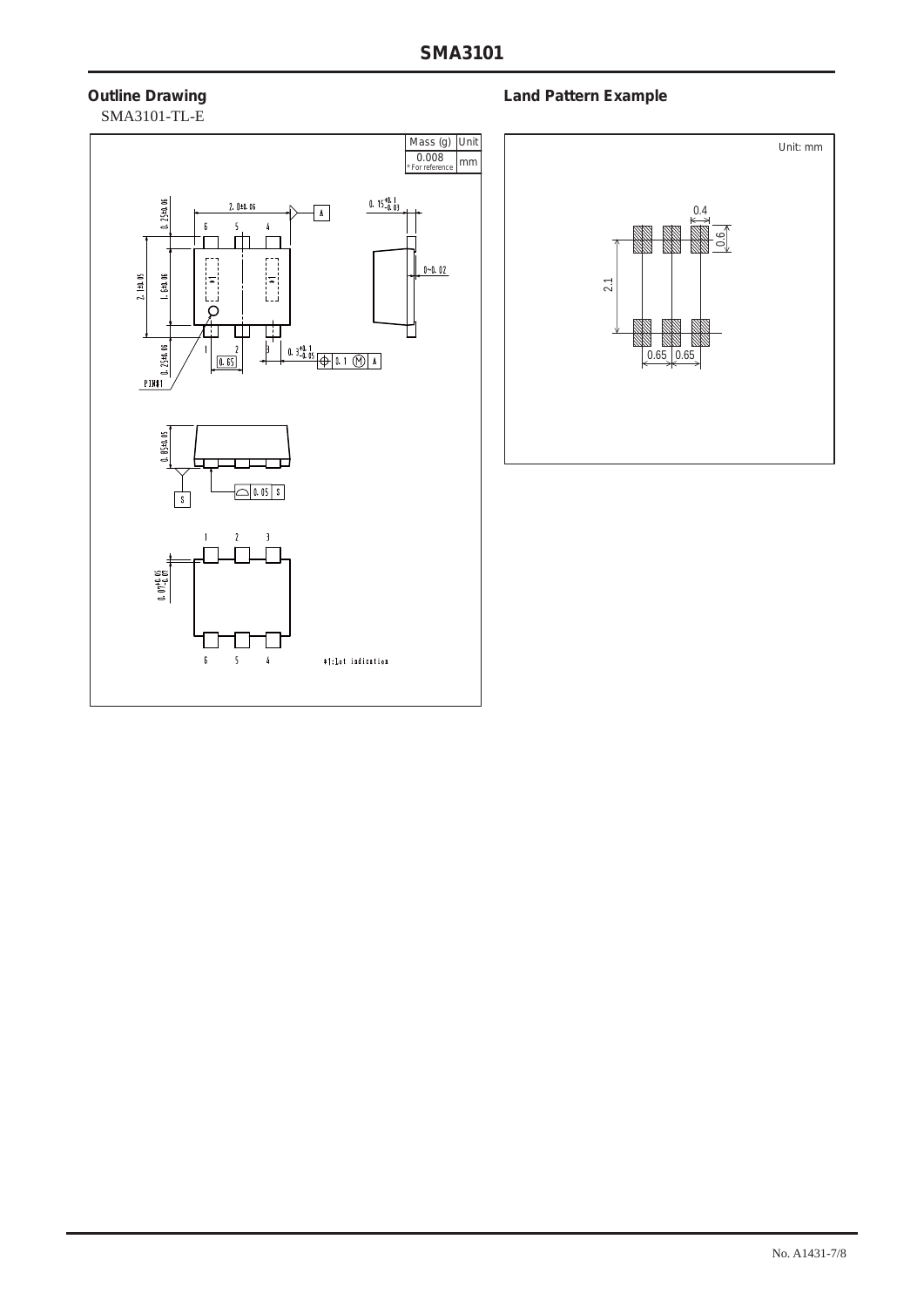## Outline Drawing

SMA3101-TL-E

| Mass (g) | Unit |
| --- | --- |
| 0.008 * For reference | mm |

2.0±0.06

0.25±0.06

2.1±0.05

1.6±0.06

0.25±0.06

$0.15^{+0.1}_{-0.03}$

0~0.02

0.65

$0.3^{+0.1}_{-0.05}$

0.1 (M) A

PIN#1

0.85±0.05

0.05 S

$0.07^{+0.05}_{-0.03}$

*1:Lot indication

## Land Pattern Example

Unit: mm

0.4

0.6

2.1

0.65 0.65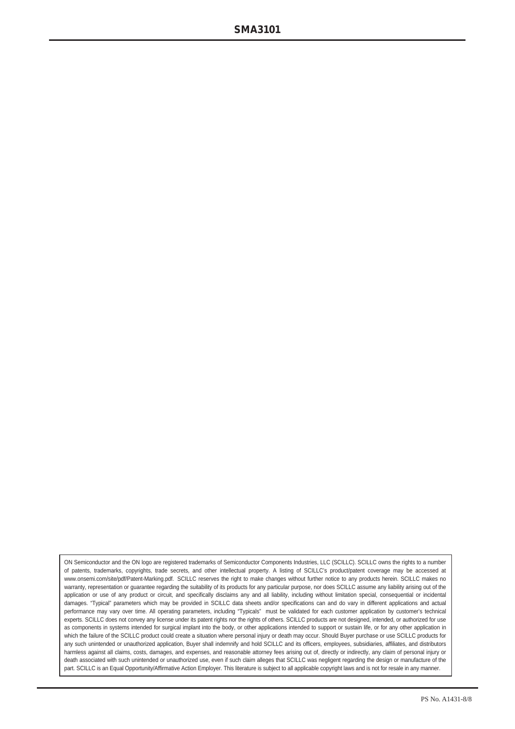ON Semiconductor and the ON logo are registered trademarks of Semiconductor Components Industries, LLC (SCILLC). SCILLC owns the rights to a number of patents, trademarks, copyrights, trade secrets, and other intellectual property. A listing of SCILLC's product/patent coverage may be accessed at www.onsemi.com/site/pdf/Patent-Marking.pdf. SCILLC reserves the right to make changes without further notice to any products herein. SCILLC makes no warranty, representation or guarantee regarding the suitability of its products for any particular purpose, nor does SCILLC assume any liability arising out of the application or use of any product or circuit, and specifically disclaims any and all liability, including without limitation special, consequential or incidental damages. "Typical" parameters which may be provided in SCILLC data sheets and/or specifications can and do vary in different applications and actual performance may vary over time. All operating parameters, including "Typicals" must be validated for each customer application by customer's technical experts. SCILLC does not convey any license under its patent rights nor the rights of others. SCILLC products are not designed, intended, or authorized for use as components in systems intended for surgical implant into the body, or other applications intended to support or sustain life, or for any other application in which the failure of the SCILLC product could create a situation where personal injury or death may occur. Should Buyer purchase or use SCILLC products for any such unintended or unauthorized application, Buyer shall indemnify and hold SCILLC and its officers, employees, subsidiaries, affiliates, and distributors harmless against all claims, costs, damages, and expenses, and reasonable attorney fees arising out of, directly or indirectly, any claim of personal injury or death associated with such unintended or unauthorized use, even if such claim alleges that SCILLC was negligent regarding the design or manufacture of the part. SCILLC is an Equal Opportunity/Affirmative Action Employer. This literature is subject to all applicable copyright laws and is not for resale in any manner.

PS No. A1431-8/8